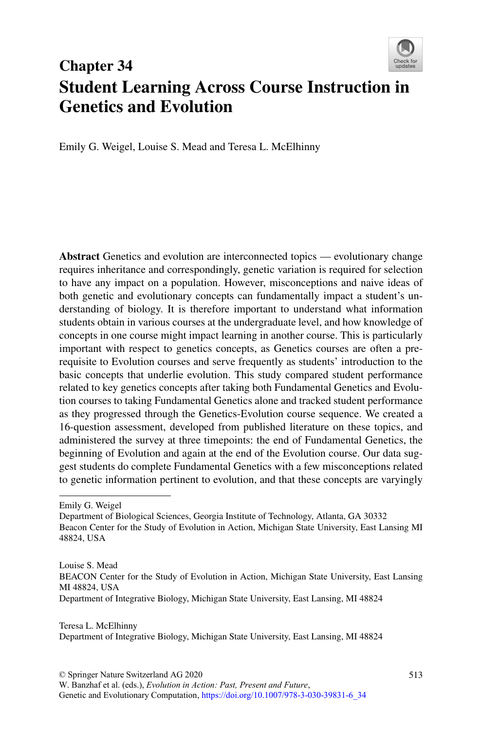# Chapter 34
# Student Learning Across Course Instruction in Genetics and Evolution

Emily G. Weigel, Louise S. Mead and Teresa L. McElhinny

**Abstract** Genetics and evolution are interconnected topics — evolutionary change requires inheritance and correspondingly, genetic variation is required for selection to have any impact on a population. However, misconceptions and naive ideas of both genetic and evolutionary concepts can fundamentally impact a student's understanding of biology. It is therefore important to understand what information students obtain in various courses at the undergraduate level, and how knowledge of concepts in one course might impact learning in another course. This is particularly important with respect to genetics concepts, as Genetics courses are often a prerequisite to Evolution courses and serve frequently as students' introduction to the basic concepts that underlie evolution. This study compared student performance related to key genetics concepts after taking both Fundamental Genetics and Evolution courses to taking Fundamental Genetics alone and tracked student performance as they progressed through the Genetics-Evolution course sequence. We created a 16-question assessment, developed from published literature on these topics, and administered the survey at three timepoints: the end of Fundamental Genetics, the beginning of Evolution and again at the end of the Evolution course. Our data suggest students do complete Fundamental Genetics with a few misconceptions related to genetic information pertinent to evolution, and that these concepts are varyingly

---

Emily G. Weigel
Department of Biological Sciences, Georgia Institute of Technology, Atlanta, GA 30332
Beacon Center for the Study of Evolution in Action, Michigan State University, East Lansing MI 48824, USA

Louise S. Mead
BEACON Center for the Study of Evolution in Action, Michigan State University, East Lansing MI 48824, USA
Department of Integrative Biology, Michigan State University, East Lansing, MI 48824

Teresa L. McElhinny
Department of Integrative Biology, Michigan State University, East Lansing, MI 48824

© Springer Nature Switzerland AG 2020
W. Banzhaf et al. (eds.), *Evolution in Action: Past, Present and Future*,
Genetic and Evolutionary Computation, https://doi.org/10.1007/978-3-030-39831-6_34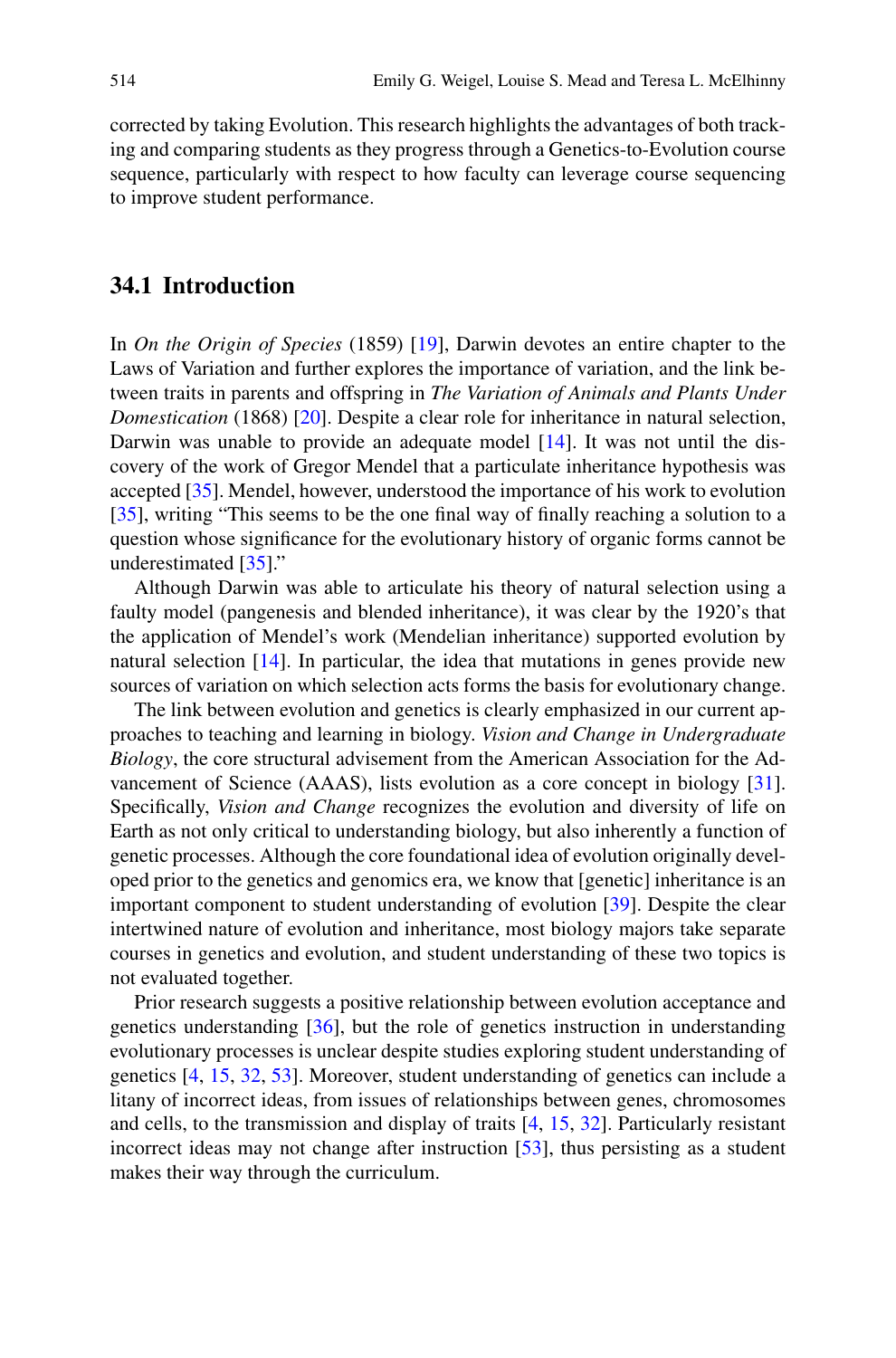corrected by taking Evolution. This research highlights the advantages of both tracking and comparing students as they progress through a Genetics-to-Evolution course sequence, particularly with respect to how faculty can leverage course sequencing to improve student performance.

## 34.1 Introduction

In *On the Origin of Species* (1859) [19], Darwin devotes an entire chapter to the Laws of Variation and further explores the importance of variation, and the link between traits in parents and offspring in *The Variation of Animals and Plants Under Domestication* (1868) [20]. Despite a clear role for inheritance in natural selection, Darwin was unable to provide an adequate model [14]. It was not until the discovery of the work of Gregor Mendel that a particulate inheritance hypothesis was accepted [35]. Mendel, however, understood the importance of his work to evolution [35], writing "This seems to be the one final way of finally reaching a solution to a question whose significance for the evolutionary history of organic forms cannot be underestimated [35]."

Although Darwin was able to articulate his theory of natural selection using a faulty model (pangenesis and blended inheritance), it was clear by the 1920's that the application of Mendel's work (Mendelian inheritance) supported evolution by natural selection [14]. In particular, the idea that mutations in genes provide new sources of variation on which selection acts forms the basis for evolutionary change.

The link between evolution and genetics is clearly emphasized in our current approaches to teaching and learning in biology. *Vision and Change in Undergraduate Biology*, the core structural advisement from the American Association for the Advancement of Science (AAAS), lists evolution as a core concept in biology [31]. Specifically, *Vision and Change* recognizes the evolution and diversity of life on Earth as not only critical to understanding biology, but also inherently a function of genetic processes. Although the core foundational idea of evolution originally developed prior to the genetics and genomics era, we know that [genetic] inheritance is an important component to student understanding of evolution [39]. Despite the clear intertwined nature of evolution and inheritance, most biology majors take separate courses in genetics and evolution, and student understanding of these two topics is not evaluated together.

Prior research suggests a positive relationship between evolution acceptance and genetics understanding [36], but the role of genetics instruction in understanding evolutionary processes is unclear despite studies exploring student understanding of genetics [4, 15, 32, 53]. Moreover, student understanding of genetics can include a litany of incorrect ideas, from issues of relationships between genes, chromosomes and cells, to the transmission and display of traits [4, 15, 32]. Particularly resistant incorrect ideas may not change after instruction [53], thus persisting as a student makes their way through the curriculum.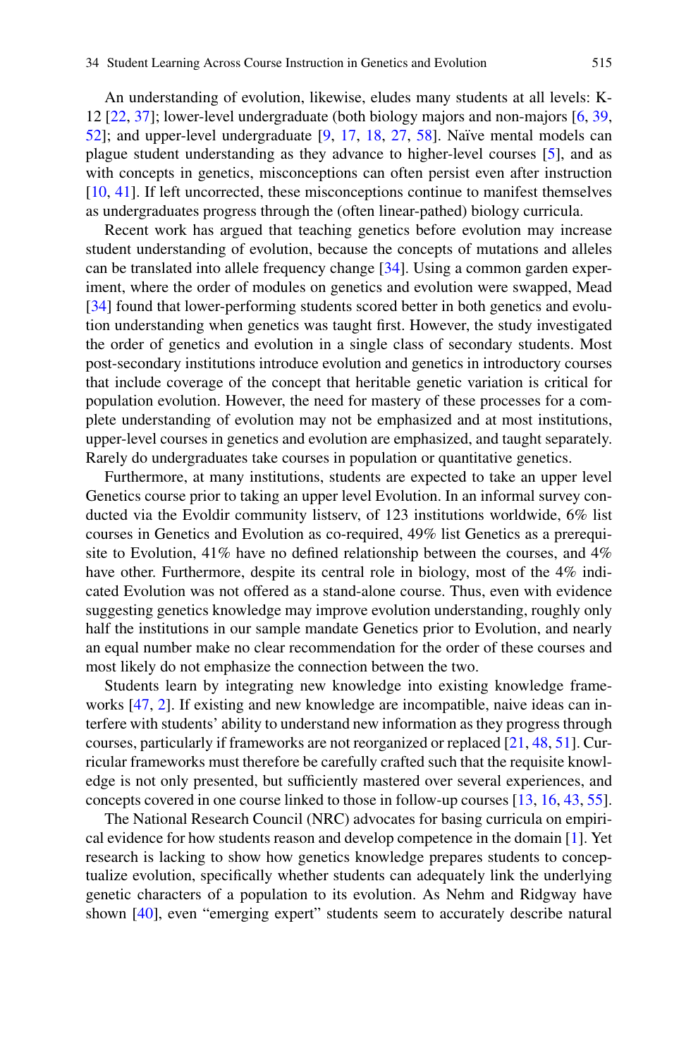An understanding of evolution, likewise, eludes many students at all levels: K-12 [22, 37]; lower-level undergraduate (both biology majors and non-majors [6, 39, 52]; and upper-level undergraduate [9, 17, 18, 27, 58]. Naïve mental models can plague student understanding as they advance to higher-level courses [5], and as with concepts in genetics, misconceptions can often persist even after instruction [10, 41]. If left uncorrected, these misconceptions continue to manifest themselves as undergraduates progress through the (often linear-pathed) biology curricula.

Recent work has argued that teaching genetics before evolution may increase student understanding of evolution, because the concepts of mutations and alleles can be translated into allele frequency change [34]. Using a common garden experiment, where the order of modules on genetics and evolution were swapped, Mead [34] found that lower-performing students scored better in both genetics and evolution understanding when genetics was taught first. However, the study investigated the order of genetics and evolution in a single class of secondary students. Most post-secondary institutions introduce evolution and genetics in introductory courses that include coverage of the concept that heritable genetic variation is critical for population evolution. However, the need for mastery of these processes for a complete understanding of evolution may not be emphasized and at most institutions, upper-level courses in genetics and evolution are emphasized, and taught separately. Rarely do undergraduates take courses in population or quantitative genetics.

Furthermore, at many institutions, students are expected to take an upper level Genetics course prior to taking an upper level Evolution. In an informal survey conducted via the Evoldir community listserv, of 123 institutions worldwide, 6% list courses in Genetics and Evolution as co-required, 49% list Genetics as a prerequisite to Evolution, 41% have no defined relationship between the courses, and 4% have other. Furthermore, despite its central role in biology, most of the 4% indicated Evolution was not offered as a stand-alone course. Thus, even with evidence suggesting genetics knowledge may improve evolution understanding, roughly only half the institutions in our sample mandate Genetics prior to Evolution, and nearly an equal number make no clear recommendation for the order of these courses and most likely do not emphasize the connection between the two.

Students learn by integrating new knowledge into existing knowledge frameworks [47, 2]. If existing and new knowledge are incompatible, naive ideas can interfere with students' ability to understand new information as they progress through courses, particularly if frameworks are not reorganized or replaced [21, 48, 51]. Curricular frameworks must therefore be carefully crafted such that the requisite knowledge is not only presented, but sufficiently mastered over several experiences, and concepts covered in one course linked to those in follow-up courses [13, 16, 43, 55].

The National Research Council (NRC) advocates for basing curricula on empirical evidence for how students reason and develop competence in the domain [1]. Yet research is lacking to show how genetics knowledge prepares students to conceptualize evolution, specifically whether students can adequately link the underlying genetic characters of a population to its evolution. As Nehm and Ridgway have shown [40], even "emerging expert" students seem to accurately describe natural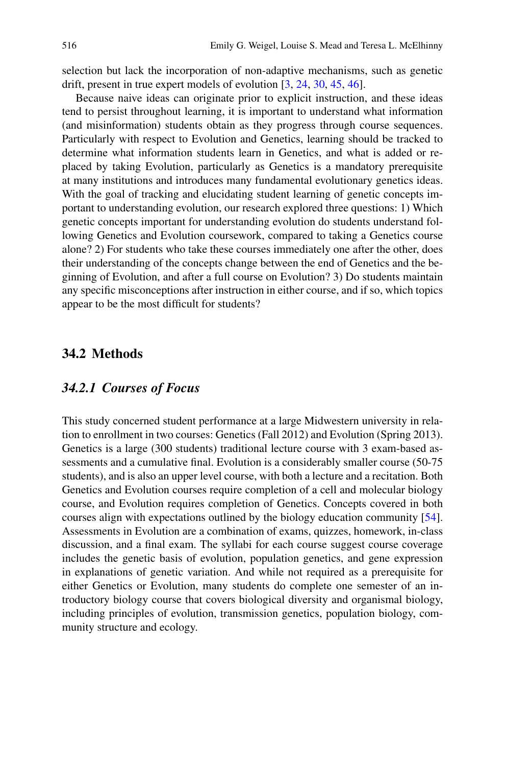selection but lack the incorporation of non-adaptive mechanisms, such as genetic drift, present in true expert models of evolution [3, 24, 30, 45, 46].

Because naive ideas can originate prior to explicit instruction, and these ideas tend to persist throughout learning, it is important to understand what information (and misinformation) students obtain as they progress through course sequences. Particularly with respect to Evolution and Genetics, learning should be tracked to determine what information students learn in Genetics, and what is added or replaced by taking Evolution, particularly as Genetics is a mandatory prerequisite at many institutions and introduces many fundamental evolutionary genetics ideas. With the goal of tracking and elucidating student learning of genetic concepts important to understanding evolution, our research explored three questions: 1) Which genetic concepts important for understanding evolution do students understand following Genetics and Evolution coursework, compared to taking a Genetics course alone? 2) For students who take these courses immediately one after the other, does their understanding of the concepts change between the end of Genetics and the beginning of Evolution, and after a full course on Evolution? 3) Do students maintain any specific misconceptions after instruction in either course, and if so, which topics appear to be the most difficult for students?

## 34.2 Methods

### *34.2.1 Courses of Focus*

This study concerned student performance at a large Midwestern university in relation to enrollment in two courses: Genetics (Fall 2012) and Evolution (Spring 2013). Genetics is a large (300 students) traditional lecture course with 3 exam-based assessments and a cumulative final. Evolution is a considerably smaller course (50-75 students), and is also an upper level course, with both a lecture and a recitation. Both Genetics and Evolution courses require completion of a cell and molecular biology course, and Evolution requires completion of Genetics. Concepts covered in both courses align with expectations outlined by the biology education community [54]. Assessments in Evolution are a combination of exams, quizzes, homework, in-class discussion, and a final exam. The syllabi for each course suggest course coverage includes the genetic basis of evolution, population genetics, and gene expression in explanations of genetic variation. And while not required as a prerequisite for either Genetics or Evolution, many students do complete one semester of an introductory biology course that covers biological diversity and organismal biology, including principles of evolution, transmission genetics, population biology, community structure and ecology.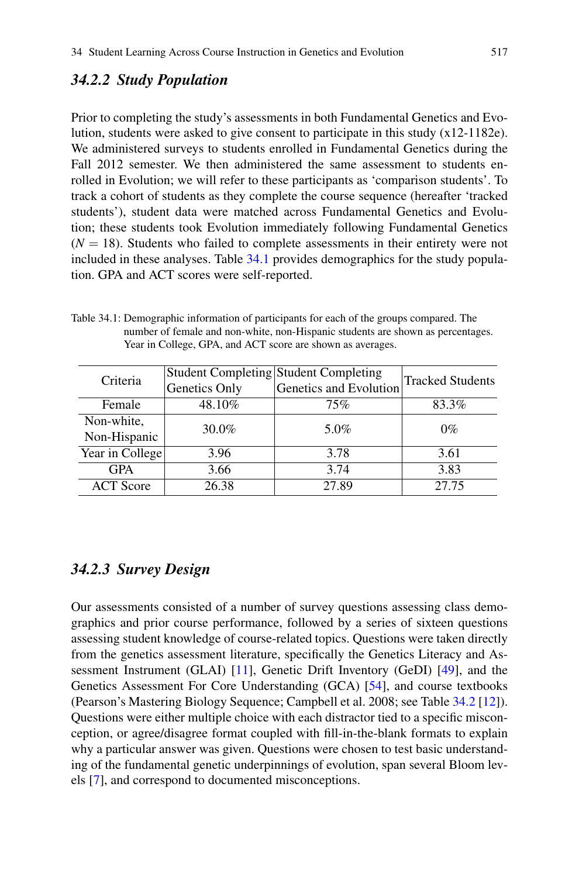### 34.2.2 Study Population

Prior to completing the study's assessments in both Fundamental Genetics and Evolution, students were asked to give consent to participate in this study (x12-1182e). We administered surveys to students enrolled in Fundamental Genetics during the Fall 2012 semester. We then administered the same assessment to students enrolled in Evolution; we will refer to these participants as 'comparison students'. To track a cohort of students as they complete the course sequence (hereafter 'tracked students'), student data were matched across Fundamental Genetics and Evolution; these students took Evolution immediately following Fundamental Genetics ($N = 18$). Students who failed to complete assessments in their entirety were not included in these analyses. Table 34.1 provides demographics for the study population. GPA and ACT scores were self-reported.

Table 34.1: Demographic information of participants for each of the groups compared. The number of female and non-white, non-Hispanic students are shown as percentages. Year in College, GPA, and ACT score are shown as averages.

| Criteria | Student Completing Genetics Only | Student Completing Genetics and Evolution | Tracked Students |
|---|---|---|---|
| Female | 48.10% | 75% | 83.3% |
| Non-white, Non-Hispanic | 30.0% | 5.0% | 0% |
| Year in College | 3.96 | 3.78 | 3.61 |
| GPA | 3.66 | 3.74 | 3.83 |
| ACT Score | 26.38 | 27.89 | 27.75 |

### 34.2.3 Survey Design

Our assessments consisted of a number of survey questions assessing class demographics and prior course performance, followed by a series of sixteen questions assessing student knowledge of course-related topics. Questions were taken directly from the genetics assessment literature, specifically the Genetics Literacy and Assessment Instrument (GLAI) [11], Genetic Drift Inventory (GeDI) [49], and the Genetics Assessment For Core Understanding (GCA) [54], and course textbooks (Pearson's Mastering Biology Sequence; Campbell et al. 2008; see Table 34.2 [12]). Questions were either multiple choice with each distractor tied to a specific misconception, or agree/disagree format coupled with fill-in-the-blank formats to explain why a particular answer was given. Questions were chosen to test basic understanding of the fundamental genetic underpinnings of evolution, span several Bloom levels [7], and correspond to documented misconceptions.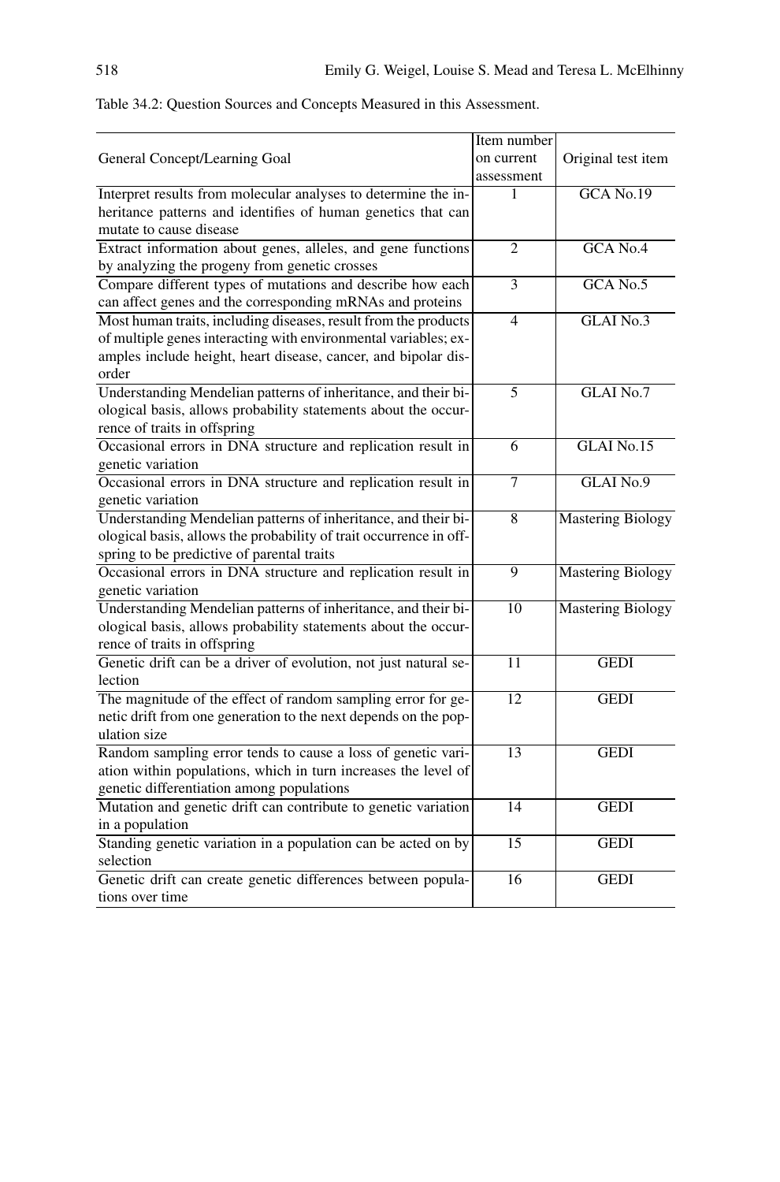Table 34.2: Question Sources and Concepts Measured in this Assessment.

| General Concept/Learning Goal | Item number on current assessment | Original test item |
|---|---|---|
| Interpret results from molecular analyses to determine the inheritance patterns and identifies of human genetics that can mutate to cause disease | 1 | GCA No.19 |
| Extract information about genes, alleles, and gene functions by analyzing the progeny from genetic crosses | 2 | GCA No.4 |
| Compare different types of mutations and describe how each can affect genes and the corresponding mRNAs and proteins | 3 | GCA No.5 |
| Most human traits, including diseases, result from the products of multiple genes interacting with environmental variables; examples include height, heart disease, cancer, and bipolar disorder | 4 | GLAI No.3 |
| Understanding Mendelian patterns of inheritance, and their biological basis, allows probability statements about the occurrence of traits in offspring | 5 | GLAI No.7 |
| Occasional errors in DNA structure and replication result in genetic variation | 6 | GLAI No.15 |
| Occasional errors in DNA structure and replication result in genetic variation | 7 | GLAI No.9 |
| Understanding Mendelian patterns of inheritance, and their biological basis, allows the probability of trait occurrence in offspring to be predictive of parental traits | 8 | Mastering Biology |
| Occasional errors in DNA structure and replication result in genetic variation | 9 | Mastering Biology |
| Understanding Mendelian patterns of inheritance, and their biological basis, allows probability statements about the occurrence of traits in offspring | 10 | Mastering Biology |
| Genetic drift can be a driver of evolution, not just natural selection | 11 | GEDI |
| The magnitude of the effect of random sampling error for genetic drift from one generation to the next depends on the population size | 12 | GEDI |
| Random sampling error tends to cause a loss of genetic variation within populations, which in turn increases the level of genetic differentiation among populations | 13 | GEDI |
| Mutation and genetic drift can contribute to genetic variation in a population | 14 | GEDI |
| Standing genetic variation in a population can be acted on by selection | 15 | GEDI |
| Genetic drift can create genetic differences between populations over time | 16 | GEDI |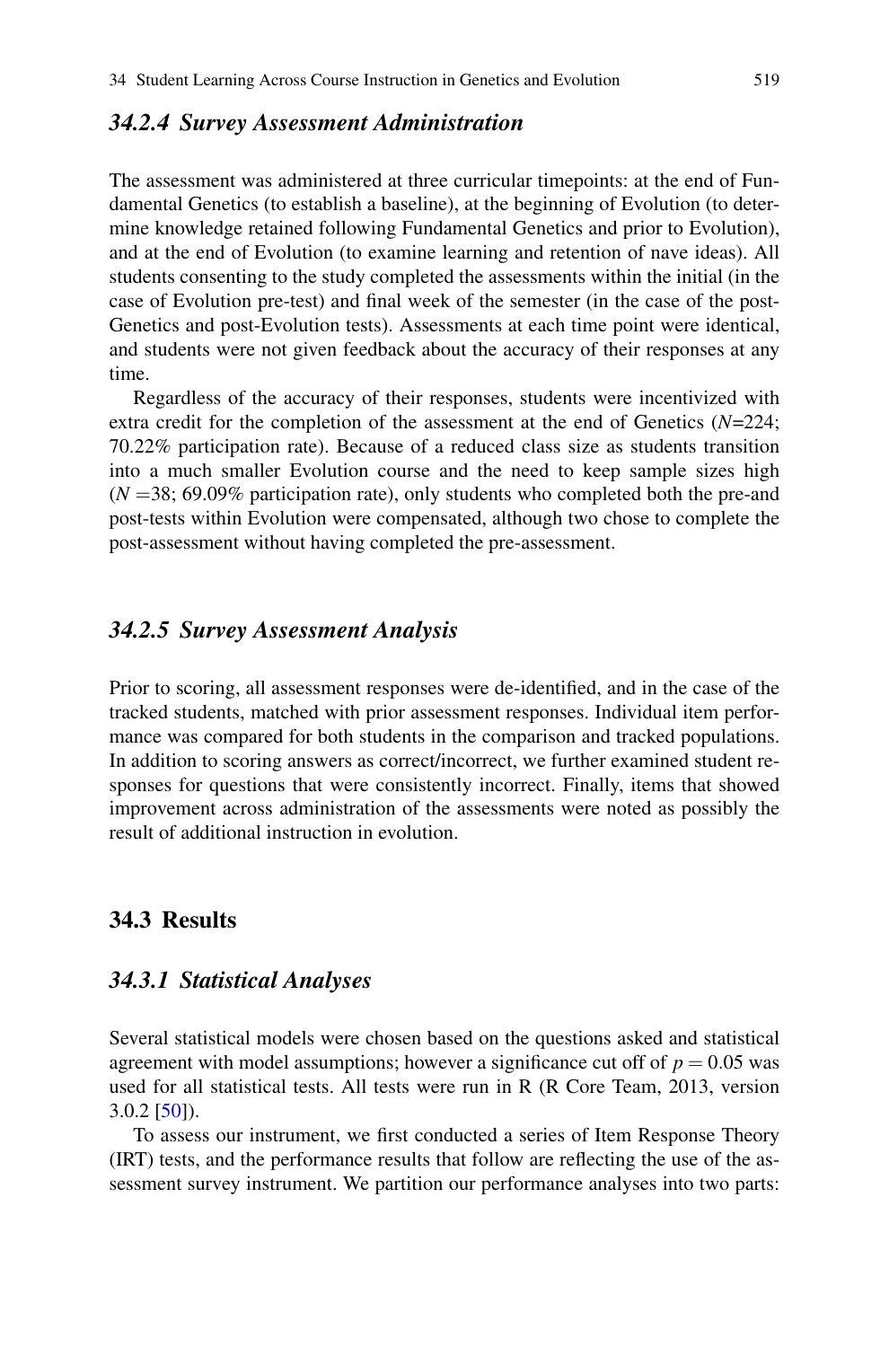### *34.2.4 Survey Assessment Administration*

The assessment was administered at three curricular timepoints: at the end of Fundamental Genetics (to establish a baseline), at the beginning of Evolution (to determine knowledge retained following Fundamental Genetics and prior to Evolution), and at the end of Evolution (to examine learning and retention of nave ideas). All students consenting to the study completed the assessments within the initial (in the case of Evolution pre-test) and final week of the semester (in the case of the post-Genetics and post-Evolution tests). Assessments at each time point were identical, and students were not given feedback about the accuracy of their responses at any time.

Regardless of the accuracy of their responses, students were incentivized with extra credit for the completion of the assessment at the end of Genetics ($N$=224; 70.22% participation rate). Because of a reduced class size as students transition into a much smaller Evolution course and the need to keep sample sizes high ($N$ =38; 69.09% participation rate), only students who completed both the pre-and post-tests within Evolution were compensated, although two chose to complete the post-assessment without having completed the pre-assessment.

### *34.2.5 Survey Assessment Analysis*

Prior to scoring, all assessment responses were de-identified, and in the case of the tracked students, matched with prior assessment responses. Individual item performance was compared for both students in the comparison and tracked populations. In addition to scoring answers as correct/incorrect, we further examined student responses for questions that were consistently incorrect. Finally, items that showed improvement across administration of the assessments were noted as possibly the result of additional instruction in evolution.

## 34.3 Results

### *34.3.1 Statistical Analyses*

Several statistical models were chosen based on the questions asked and statistical agreement with model assumptions; however a significance cut off of $p = 0.05$ was used for all statistical tests. All tests were run in R (R Core Team, 2013, version 3.0.2 [50]).

To assess our instrument, we first conducted a series of Item Response Theory (IRT) tests, and the performance results that follow are reflecting the use of the assessment survey instrument. We partition our performance analyses into two parts: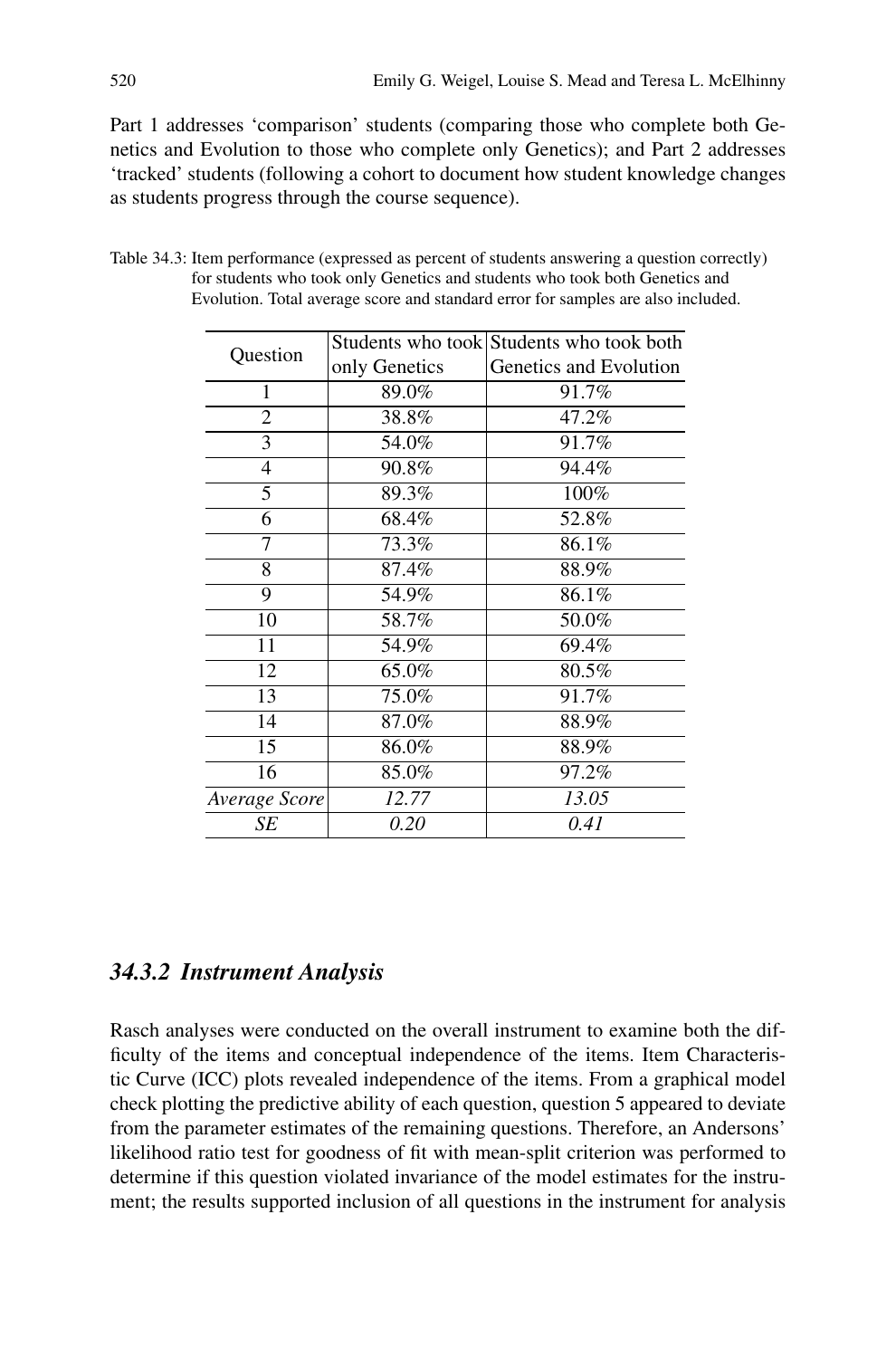Part 1 addresses 'comparison' students (comparing those who complete both Genetics and Evolution to those who complete only Genetics); and Part 2 addresses 'tracked' students (following a cohort to document how student knowledge changes as students progress through the course sequence).

Table 34.3: Item performance (expressed as percent of students answering a question correctly) for students who took only Genetics and students who took both Genetics and Evolution. Total average score and standard error for samples are also included.

| Question | Students who took only Genetics | Students who took both Genetics and Evolution |
|---|---|---|
| 1 | 89.0% | 91.7% |
| 2 | 38.8% | 47.2% |
| 3 | 54.0% | 91.7% |
| 4 | 90.8% | 94.4% |
| 5 | 89.3% | 100% |
| 6 | 68.4% | 52.8% |
| 7 | 73.3% | 86.1% |
| 8 | 87.4% | 88.9% |
| 9 | 54.9% | 86.1% |
| 10 | 58.7% | 50.0% |
| 11 | 54.9% | 69.4% |
| 12 | 65.0% | 80.5% |
| 13 | 75.0% | 91.7% |
| 14 | 87.0% | 88.9% |
| 15 | 86.0% | 88.9% |
| 16 | 85.0% | 97.2% |
| *Average Score* | *12.77* | *13.05* |
| *SE* | *0.20* | *0.41* |

### *34.3.2 Instrument Analysis*

Rasch analyses were conducted on the overall instrument to examine both the difficulty of the items and conceptual independence of the items. Item Characteristic Curve (ICC) plots revealed independence of the items. From a graphical model check plotting the predictive ability of each question, question 5 appeared to deviate from the parameter estimates of the remaining questions. Therefore, an Andersons' likelihood ratio test for goodness of fit with mean-split criterion was performed to determine if this question violated invariance of the model estimates for the instrument; the results supported inclusion of all questions in the instrument for analysis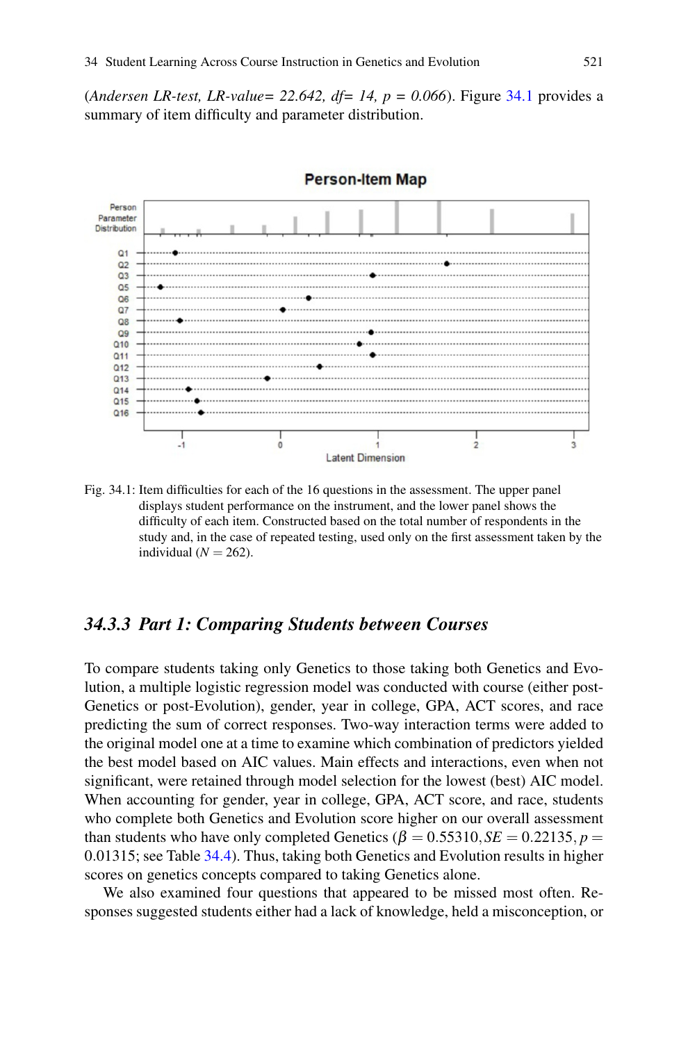(*Andersen LR-test, LR-value= 22.642, df= 14, p = 0.066*). Figure 34.1 provides a summary of item difficulty and parameter distribution.

Fig. 34.1: Item difficulties for each of the 16 questions in the assessment. The upper panel displays student performance on the instrument, and the lower panel shows the difficulty of each item. Constructed based on the total number of respondents in the study and, in the case of repeated testing, used only on the first assessment taken by the individual ($N = 262$).

### 34.3.3 Part 1: Comparing Students between Courses

To compare students taking only Genetics to those taking both Genetics and Evolution, a multiple logistic regression model was conducted with course (either post-Genetics or post-Evolution), gender, year in college, GPA, ACT scores, and race predicting the sum of correct responses. Two-way interaction terms were added to the original model one at a time to examine which combination of predictors yielded the best model based on AIC values. Main effects and interactions, even when not significant, were retained through model selection for the lowest (best) AIC model. When accounting for gender, year in college, GPA, ACT score, and race, students who complete both Genetics and Evolution score higher on our overall assessment than students who have only completed Genetics ($\beta = 0.55310, SE = 0.22135, p = 0.01315$; see Table 34.4). Thus, taking both Genetics and Evolution results in higher scores on genetics concepts compared to taking Genetics alone.

We also examined four questions that appeared to be missed most often. Responses suggested students either had a lack of knowledge, held a misconception, or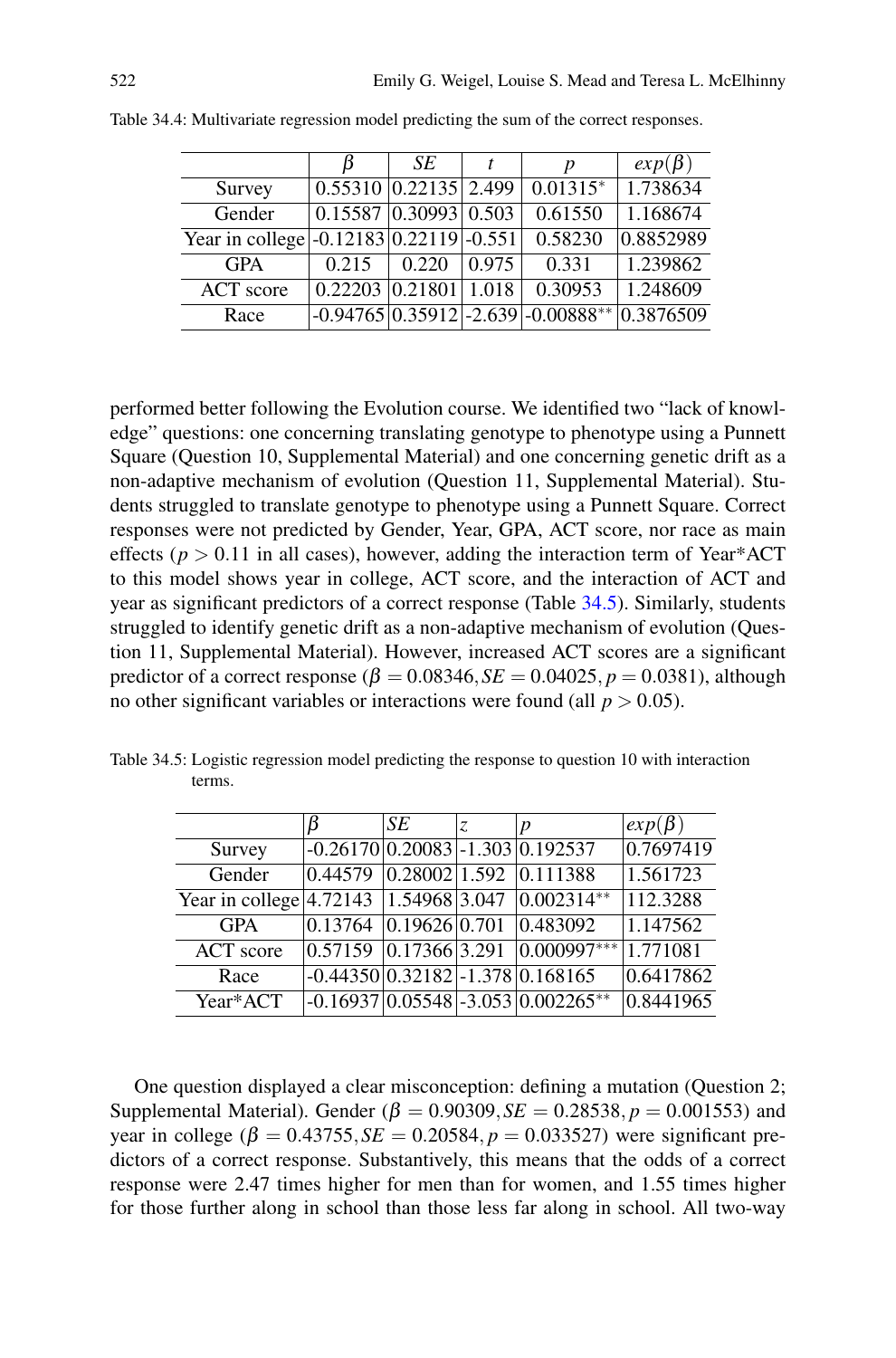Table 34.4: Multivariate regression model predicting the sum of the correct responses.

| | $\beta$ | *SE* | *t* | *p* | $exp(\beta)$ |
|---|---|---|---|---|---|
| Survey | 0.55310 | 0.22135 | 2.499 | $0.01315^{*}$ | 1.738634 |
| Gender | 0.15587 | 0.30993 | 0.503 | 0.61550 | 1.168674 |
| Year in college | -0.12183 | 0.22119 | -0.551 | 0.58230 | 0.8852989 |
| GPA | 0.215 | 0.220 | 0.975 | 0.331 | 1.239862 |
| ACT score | 0.22203 | 0.21801 | 1.018 | 0.30953 | 1.248609 |
| Race | -0.94765 | 0.35912 | -2.639 | $-0.00888^{**}$ | 0.3876509 |

performed better following the Evolution course. We identified two "lack of knowledge" questions: one concerning translating genotype to phenotype using a Punnett Square (Question 10, Supplemental Material) and one concerning genetic drift as a non-adaptive mechanism of evolution (Question 11, Supplemental Material). Students struggled to translate genotype to phenotype using a Punnett Square. Correct responses were not predicted by Gender, Year, GPA, ACT score, nor race as main effects ($p > 0.11$ in all cases), however, adding the interaction term of Year*ACT to this model shows year in college, ACT score, and the interaction of ACT and year as significant predictors of a correct response (Table 34.5). Similarly, students struggled to identify genetic drift as a non-adaptive mechanism of evolution (Question 11, Supplemental Material). However, increased ACT scores are a significant predictor of a correct response ($\beta = 0.08346, SE = 0.04025, p = 0.0381$), although no other significant variables or interactions were found (all $p > 0.05$).

Table 34.5: Logistic regression model predicting the response to question 10 with interaction terms.

| | $\beta$ | *SE* | *z* | *p* | $exp(\beta)$ |
|---|---|---|---|---|---|
| Survey | -0.26170 | 0.20083 | -1.303 | 0.192537 | 0.7697419 |
| Gender | 0.44579 | 0.28002 | 1.592 | 0.111388 | 1.561723 |
| Year in college | 4.72143 | 1.54968 | 3.047 | $0.002314^{**}$ | 112.3288 |
| GPA | 0.13764 | 0.19626 | 0.701 | 0.483092 | 1.147562 |
| ACT score | 0.57159 | 0.17366 | 3.291 | $0.000997^{***}$ | 1.771081 |
| Race | -0.44350 | 0.32182 | -1.378 | 0.168165 | 0.6417862 |
| Year*ACT | -0.16937 | 0.05548 | -3.053 | $0.002265^{**}$ | 0.8441965 |

One question displayed a clear misconception: defining a mutation (Question 2; Supplemental Material). Gender ($\beta = 0.90309, SE = 0.28538, p = 0.001553$) and year in college ($\beta = 0.43755, SE = 0.20584, p = 0.033527$) were significant predictors of a correct response. Substantively, this means that the odds of a correct response were 2.47 times higher for men than for women, and 1.55 times higher for those further along in school than those less far along in school. All two-way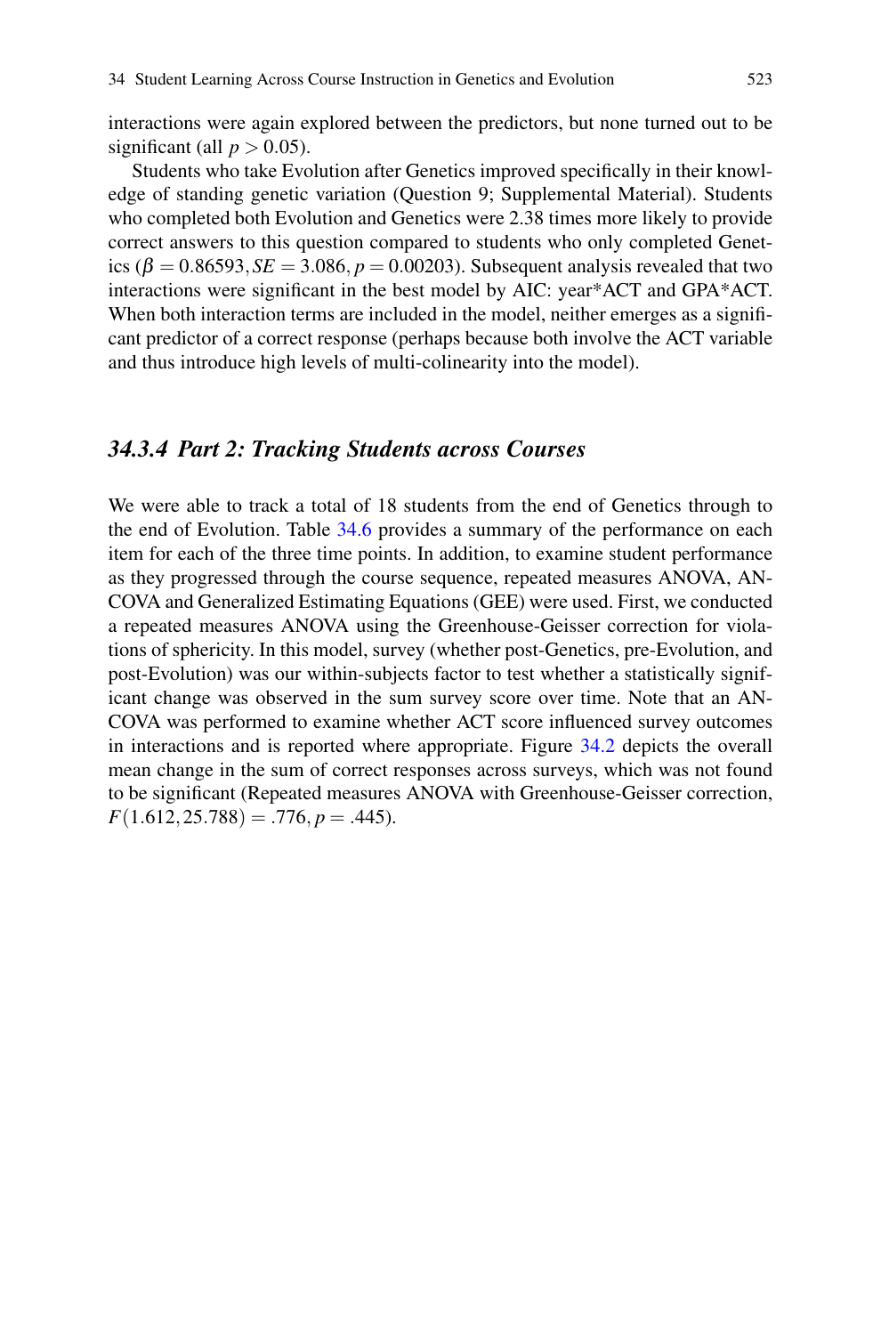interactions were again explored between the predictors, but none turned out to be significant (all $p > 0.05$).

Students who take Evolution after Genetics improved specifically in their knowledge of standing genetic variation (Question 9; Supplemental Material). Students who completed both Evolution and Genetics were 2.38 times more likely to provide correct answers to this question compared to students who only completed Genetics ($\beta = 0.86593, SE = 3.086, p = 0.00203$). Subsequent analysis revealed that two interactions were significant in the best model by AIC: year*ACT and GPA*ACT. When both interaction terms are included in the model, neither emerges as a significant predictor of a correct response (perhaps because both involve the ACT variable and thus introduce high levels of multi-colinearity into the model).

### *34.3.4 Part 2: Tracking Students across Courses*

We were able to track a total of 18 students from the end of Genetics through to the end of Evolution. Table 34.6 provides a summary of the performance on each item for each of the three time points. In addition, to examine student performance as they progressed through the course sequence, repeated measures ANOVA, ANCOVA and Generalized Estimating Equations (GEE) were used. First, we conducted a repeated measures ANOVA using the Greenhouse-Geisser correction for violations of sphericity. In this model, survey (whether post-Genetics, pre-Evolution, and post-Evolution) was our within-subjects factor to test whether a statistically significant change was observed in the sum survey score over time. Note that an ANCOVA was performed to examine whether ACT score influenced survey outcomes in interactions and is reported where appropriate. Figure 34.2 depicts the overall mean change in the sum of correct responses across surveys, which was not found to be significant (Repeated measures ANOVA with Greenhouse-Geisser correction, $F(1.612, 25.788) = .776, p = .445$).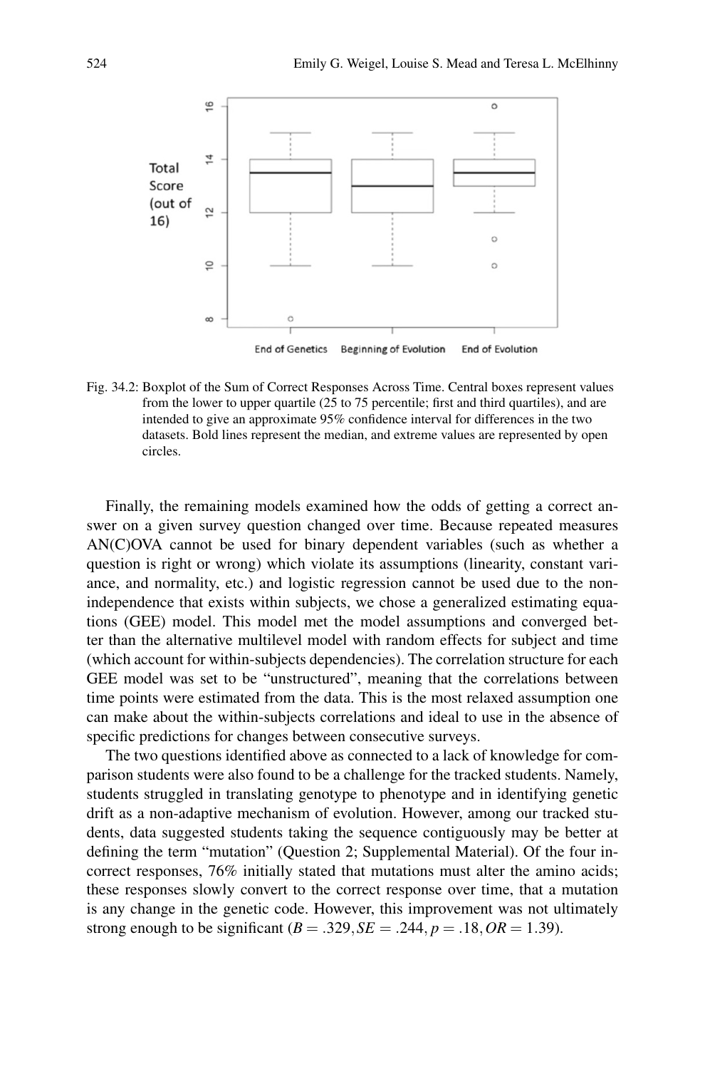Fig. 34.2: Boxplot of the Sum of Correct Responses Across Time. Central boxes represent values from the lower to upper quartile (25 to 75 percentile; first and third quartiles), and are intended to give an approximate 95% confidence interval for differences in the two datasets. Bold lines represent the median, and extreme values are represented by open circles.

Finally, the remaining models examined how the odds of getting a correct answer on a given survey question changed over time. Because repeated measures AN(C)OVA cannot be used for binary dependent variables (such as whether a question is right or wrong) which violate its assumptions (linearity, constant variance, and normality, etc.) and logistic regression cannot be used due to the non-independence that exists within subjects, we chose a generalized estimating equations (GEE) model. This model met the model assumptions and converged better than the alternative multilevel model with random effects for subject and time (which account for within-subjects dependencies). The correlation structure for each GEE model was set to be "unstructured", meaning that the correlations between time points were estimated from the data. This is the most relaxed assumption one can make about the within-subjects correlations and ideal to use in the absence of specific predictions for changes between consecutive surveys.

The two questions identified above as connected to a lack of knowledge for comparison students were also found to be a challenge for the tracked students. Namely, students struggled in translating genotype to phenotype and in identifying genetic drift as a non-adaptive mechanism of evolution. However, among our tracked students, data suggested students taking the sequence contiguously may be better at defining the term "mutation" (Question 2; Supplemental Material). Of the four incorrect responses, 76% initially stated that mutations must alter the amino acids; these responses slowly convert to the correct response over time, that a mutation is any change in the genetic code. However, this improvement was not ultimately strong enough to be significant ($B = .329, SE = .244, p = .18, OR = 1.39$).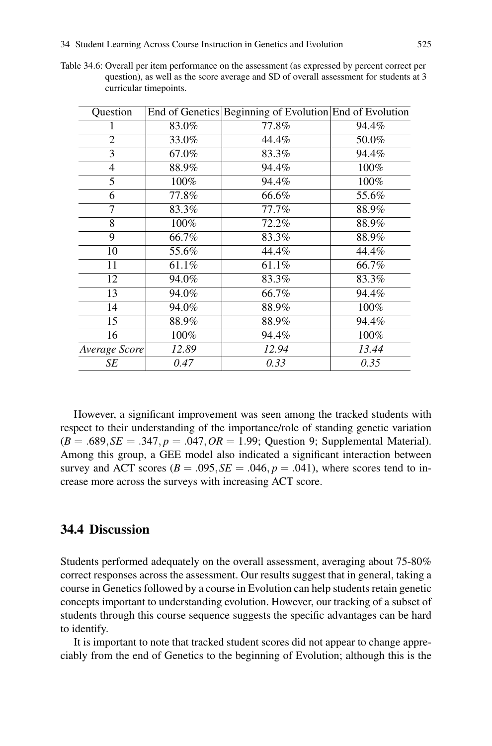Table 34.6: Overall per item performance on the assessment (as expressed by percent correct per question), as well as the score average and SD of overall assessment for students at 3 curricular timepoints.

| Question | End of Genetics | Beginning of Evolution | End of Evolution |
|---|---|---|---|
| 1 | 83.0% | 77.8% | 94.4% |
| 2 | 33.0% | 44.4% | 50.0% |
| 3 | 67.0% | 83.3% | 94.4% |
| 4 | 88.9% | 94.4% | 100% |
| 5 | 100% | 94.4% | 100% |
| 6 | 77.8% | 66.6% | 55.6% |
| 7 | 83.3% | 77.7% | 88.9% |
| 8 | 100% | 72.2% | 88.9% |
| 9 | 66.7% | 83.3% | 88.9% |
| 10 | 55.6% | 44.4% | 44.4% |
| 11 | 61.1% | 61.1% | 66.7% |
| 12 | 94.0% | 83.3% | 83.3% |
| 13 | 94.0% | 66.7% | 94.4% |
| 14 | 94.0% | 88.9% | 100% |
| 15 | 88.9% | 88.9% | 94.4% |
| 16 | 100% | 94.4% | 100% |
| *Average Score* | *12.89* | *12.94* | *13.44* |
| *SE* | *0.47* | *0.33* | *0.35* |

However, a significant improvement was seen among the tracked students with respect to their understanding of the importance/role of standing genetic variation ($B = .689, SE = .347, p = .047, OR = 1.99$; Question 9; Supplemental Material). Among this group, a GEE model also indicated a significant interaction between survey and ACT scores ($B = .095, SE = .046, p = .041$), where scores tend to increase more across the surveys with increasing ACT score.

## 34.4 Discussion

Students performed adequately on the overall assessment, averaging about 75-80% correct responses across the assessment. Our results suggest that in general, taking a course in Genetics followed by a course in Evolution can help students retain genetic concepts important to understanding evolution. However, our tracking of a subset of students through this course sequence suggests the specific advantages can be hard to identify.

It is important to note that tracked student scores did not appear to change appreciably from the end of Genetics to the beginning of Evolution; although this is the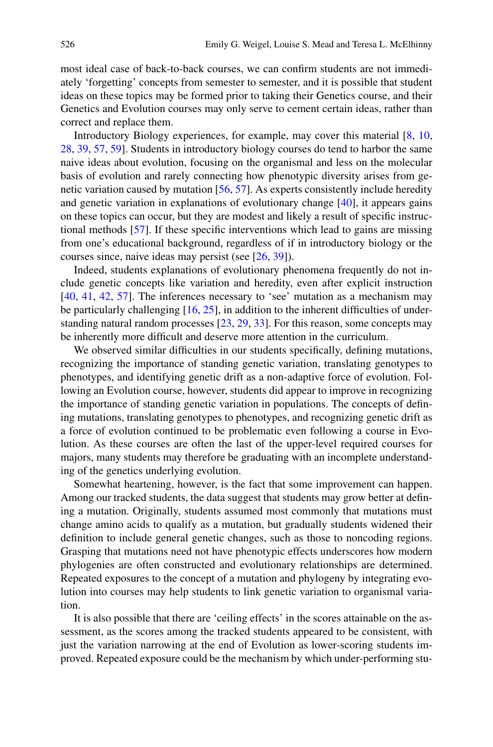most ideal case of back-to-back courses, we can confirm students are not immediately 'forgetting' concepts from semester to semester, and it is possible that student ideas on these topics may be formed prior to taking their Genetics course, and their Genetics and Evolution courses may only serve to cement certain ideas, rather than correct and replace them.

Introductory Biology experiences, for example, may cover this material [8, 10, 28, 39, 57, 59]. Students in introductory biology courses do tend to harbor the same naive ideas about evolution, focusing on the organismal and less on the molecular basis of evolution and rarely connecting how phenotypic diversity arises from genetic variation caused by mutation [56, 57]. As experts consistently include heredity and genetic variation in explanations of evolutionary change [40], it appears gains on these topics can occur, but they are modest and likely a result of specific instructional methods [57]. If these specific interventions which lead to gains are missing from one's educational background, regardless of if in introductory biology or the courses since, naive ideas may persist (see [26, 39]).

Indeed, students explanations of evolutionary phenomena frequently do not include genetic concepts like variation and heredity, even after explicit instruction [40, 41, 42, 57]. The inferences necessary to 'see' mutation as a mechanism may be particularly challenging [16, 25], in addition to the inherent difficulties of understanding natural random processes [23, 29, 33]. For this reason, some concepts may be inherently more difficult and deserve more attention in the curriculum.

We observed similar difficulties in our students specifically, defining mutations, recognizing the importance of standing genetic variation, translating genotypes to phenotypes, and identifying genetic drift as a non-adaptive force of evolution. Following an Evolution course, however, students did appear to improve in recognizing the importance of standing genetic variation in populations. The concepts of defining mutations, translating genotypes to phenotypes, and recognizing genetic drift as a force of evolution continued to be problematic even following a course in Evolution. As these courses are often the last of the upper-level required courses for majors, many students may therefore be graduating with an incomplete understanding of the genetics underlying evolution.

Somewhat heartening, however, is the fact that some improvement can happen. Among our tracked students, the data suggest that students may grow better at defining a mutation. Originally, students assumed most commonly that mutations must change amino acids to qualify as a mutation, but gradually students widened their definition to include general genetic changes, such as those to noncoding regions. Grasping that mutations need not have phenotypic effects underscores how modern phylogenies are often constructed and evolutionary relationships are determined. Repeated exposures to the concept of a mutation and phylogeny by integrating evolution into courses may help students to link genetic variation to organismal variation.

It is also possible that there are 'ceiling effects' in the scores attainable on the assessment, as the scores among the tracked students appeared to be consistent, with just the variation narrowing at the end of Evolution as lower-scoring students improved. Repeated exposure could be the mechanism by which under-performing stu-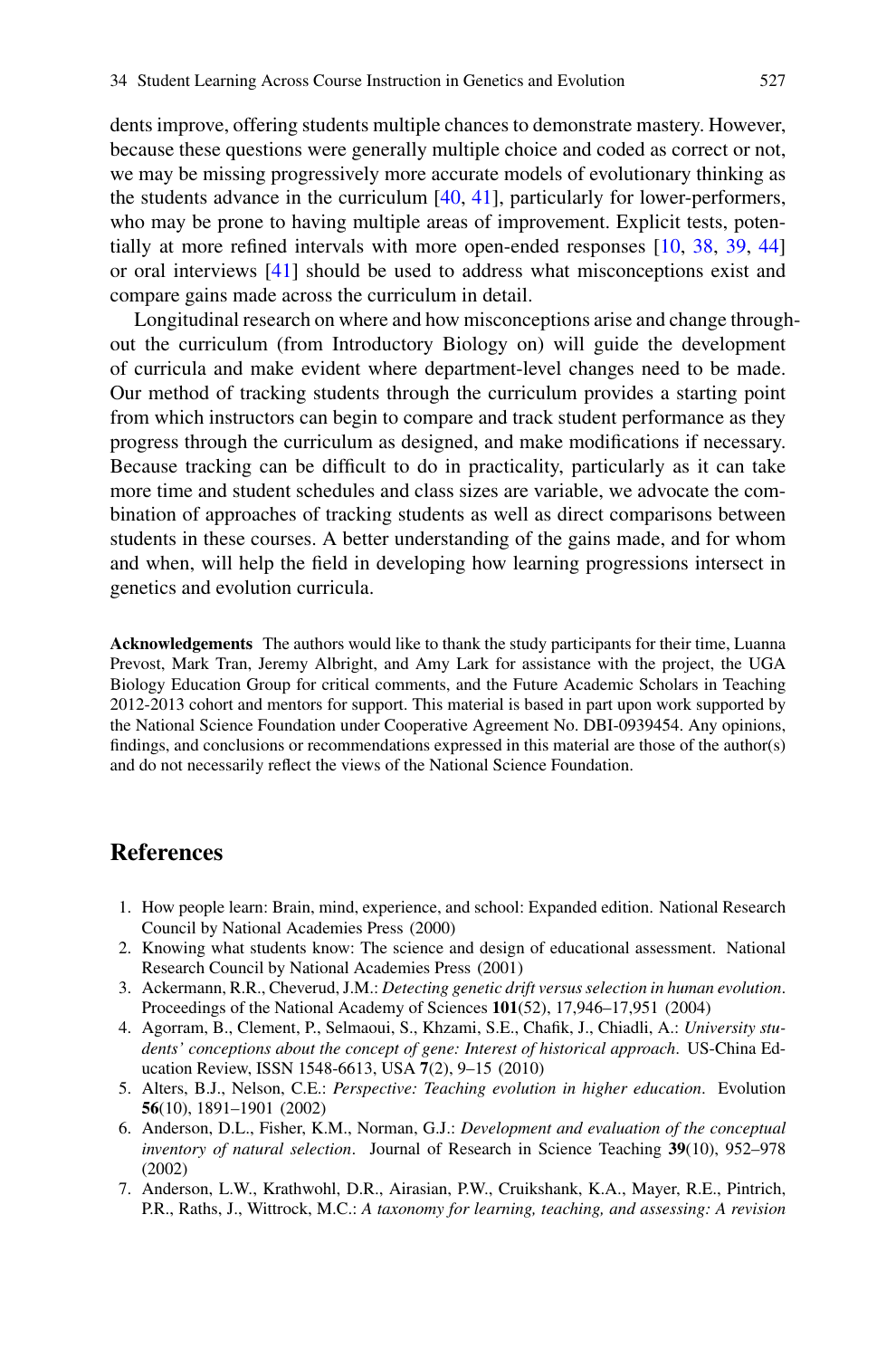dents improve, offering students multiple chances to demonstrate mastery. However, because these questions were generally multiple choice and coded as correct or not, we may be missing progressively more accurate models of evolutionary thinking as the students advance in the curriculum [40, 41], particularly for lower-performers, who may be prone to having multiple areas of improvement. Explicit tests, potentially at more refined intervals with more open-ended responses [10, 38, 39, 44] or oral interviews [41] should be used to address what misconceptions exist and compare gains made across the curriculum in detail.

Longitudinal research on where and how misconceptions arise and change throughout the curriculum (from Introductory Biology on) will guide the development of curricula and make evident where department-level changes need to be made. Our method of tracking students through the curriculum provides a starting point from which instructors can begin to compare and track student performance as they progress through the curriculum as designed, and make modifications if necessary. Because tracking can be difficult to do in practicality, particularly as it can take more time and student schedules and class sizes are variable, we advocate the combination of approaches of tracking students as well as direct comparisons between students in these courses. A better understanding of the gains made, and for whom and when, will help the field in developing how learning progressions intersect in genetics and evolution curricula.

**Acknowledgements** The authors would like to thank the study participants for their time, Luanna Prevost, Mark Tran, Jeremy Albright, and Amy Lark for assistance with the project, the UGA Biology Education Group for critical comments, and the Future Academic Scholars in Teaching 2012-2013 cohort and mentors for support. This material is based in part upon work supported by the National Science Foundation under Cooperative Agreement No. DBI-0939454. Any opinions, findings, and conclusions or recommendations expressed in this material are those of the author(s) and do not necessarily reflect the views of the National Science Foundation.

## References

1. How people learn: Brain, mind, experience, and school: Expanded edition. National Research Council by National Academies Press (2000)
2. Knowing what students know: The science and design of educational assessment. National Research Council by National Academies Press (2001)
3. Ackermann, R.R., Cheverud, J.M.: *Detecting genetic drift versus selection in human evolution*. Proceedings of the National Academy of Sciences **101**(52), 17,946–17,951 (2004)
4. Agorram, B., Clement, P., Selmaoui, S., Khzami, S.E., Chafik, J., Chiadli, A.: *University students' conceptions about the concept of gene: Interest of historical approach*. US-China Education Review, ISSN 1548-6613, USA **7**(2), 9–15 (2010)
5. Alters, B.J., Nelson, C.E.: *Perspective: Teaching evolution in higher education*. Evolution **56**(10), 1891–1901 (2002)
6. Anderson, D.L., Fisher, K.M., Norman, G.J.: *Development and evaluation of the conceptual inventory of natural selection*. Journal of Research in Science Teaching **39**(10), 952–978 (2002)
7. Anderson, L.W., Krathwohl, D.R., Airasian, P.W., Cruikshank, K.A., Mayer, R.E., Pintrich, P.R., Raths, J., Wittrock, M.C.: *A taxonomy for learning, teaching, and assessing: A revision*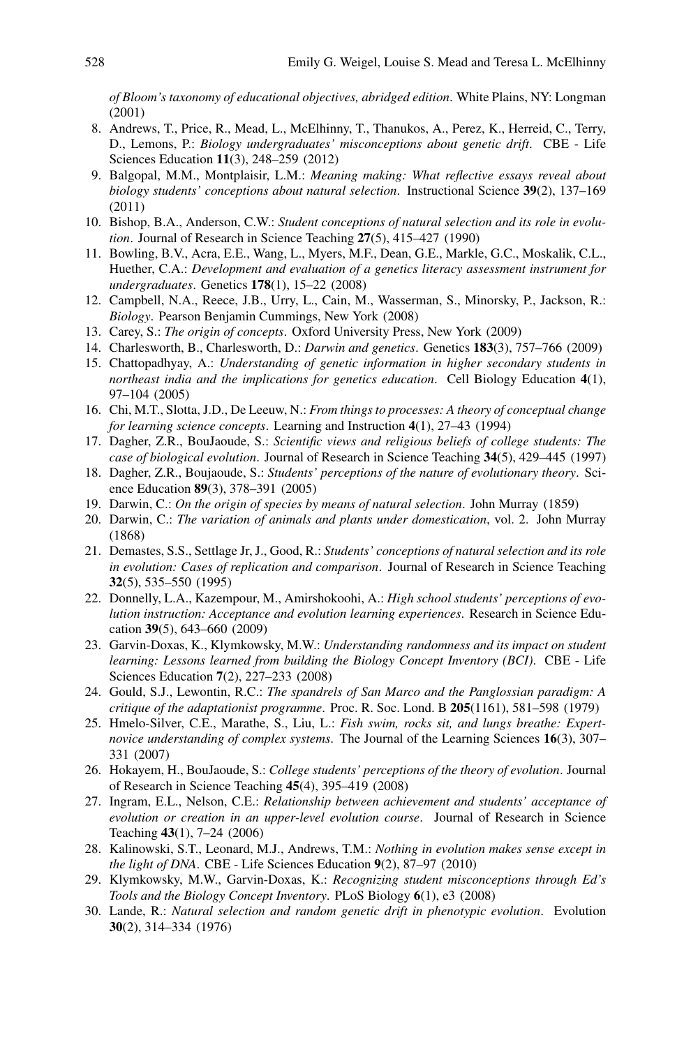*of Bloom's taxonomy of educational objectives, abridged edition*. White Plains, NY: Longman (2001)

8. Andrews, T., Price, R., Mead, L., McElhinny, T., Thanukos, A., Perez, K., Herreid, C., Terry, D., Lemons, P.: *Biology undergraduates' misconceptions about genetic drift*. CBE - Life Sciences Education **11**(3), 248–259 (2012)
9. Balgopal, M.M., Montplaisir, L.M.: *Meaning making: What reflective essays reveal about biology students' conceptions about natural selection*. Instructional Science **39**(2), 137–169 (2011)
10. Bishop, B.A., Anderson, C.W.: *Student conceptions of natural selection and its role in evolution*. Journal of Research in Science Teaching **27**(5), 415–427 (1990)
11. Bowling, B.V., Acra, E.E., Wang, L., Myers, M.F., Dean, G.E., Markle, G.C., Moskalik, C.L., Huether, C.A.: *Development and evaluation of a genetics literacy assessment instrument for undergraduates*. Genetics **178**(1), 15–22 (2008)
12. Campbell, N.A., Reece, J.B., Urry, L., Cain, M., Wasserman, S., Minorsky, P., Jackson, R.: *Biology*. Pearson Benjamin Cummings, New York (2008)
13. Carey, S.: *The origin of concepts*. Oxford University Press, New York (2009)
14. Charlesworth, B., Charlesworth, D.: *Darwin and genetics*. Genetics **183**(3), 757–766 (2009)
15. Chattopadhyay, A.: *Understanding of genetic information in higher secondary students in northeast india and the implications for genetics education*. Cell Biology Education **4**(1), 97–104 (2005)
16. Chi, M.T., Slotta, J.D., De Leeuw, N.: *From things to processes: A theory of conceptual change for learning science concepts*. Learning and Instruction **4**(1), 27–43 (1994)
17. Dagher, Z.R., BouJaoude, S.: *Scientific views and religious beliefs of college students: The case of biological evolution*. Journal of Research in Science Teaching **34**(5), 429–445 (1997)
18. Dagher, Z.R., Boujaoude, S.: *Students' perceptions of the nature of evolutionary theory*. Science Education **89**(3), 378–391 (2005)
19. Darwin, C.: *On the origin of species by means of natural selection*. John Murray (1859)
20. Darwin, C.: *The variation of animals and plants under domestication*, vol. 2. John Murray (1868)
21. Demastes, S.S., Settlage Jr, J., Good, R.: *Students' conceptions of natural selection and its role in evolution: Cases of replication and comparison*. Journal of Research in Science Teaching **32**(5), 535–550 (1995)
22. Donnelly, L.A., Kazempour, M., Amirshokoohi, A.: *High school students' perceptions of evolution instruction: Acceptance and evolution learning experiences*. Research in Science Education **39**(5), 643–660 (2009)
23. Garvin-Doxas, K., Klymkowsky, M.W.: *Understanding randomness and its impact on student learning: Lessons learned from building the Biology Concept Inventory (BCI)*. CBE - Life Sciences Education **7**(2), 227–233 (2008)
24. Gould, S.J., Lewontin, R.C.: *The spandrels of San Marco and the Panglossian paradigm: A critique of the adaptationist programme*. Proc. R. Soc. Lond. B **205**(1161), 581–598 (1979)
25. Hmelo-Silver, C.E., Marathe, S., Liu, L.: *Fish swim, rocks sit, and lungs breathe: Expert-novice understanding of complex systems*. The Journal of the Learning Sciences **16**(3), 307–331 (2007)
26. Hokayem, H., BouJaoude, S.: *College students' perceptions of the theory of evolution*. Journal of Research in Science Teaching **45**(4), 395–419 (2008)
27. Ingram, E.L., Nelson, C.E.: *Relationship between achievement and students' acceptance of evolution or creation in an upper-level evolution course*. Journal of Research in Science Teaching **43**(1), 7–24 (2006)
28. Kalinowski, S.T., Leonard, M.J., Andrews, T.M.: *Nothing in evolution makes sense except in the light of DNA*. CBE - Life Sciences Education **9**(2), 87–97 (2010)
29. Klymkowsky, M.W., Garvin-Doxas, K.: *Recognizing student misconceptions through Ed's Tools and the Biology Concept Inventory*. PLoS Biology **6**(1), e3 (2008)
30. Lande, R.: *Natural selection and random genetic drift in phenotypic evolution*. Evolution **30**(2), 314–334 (1976)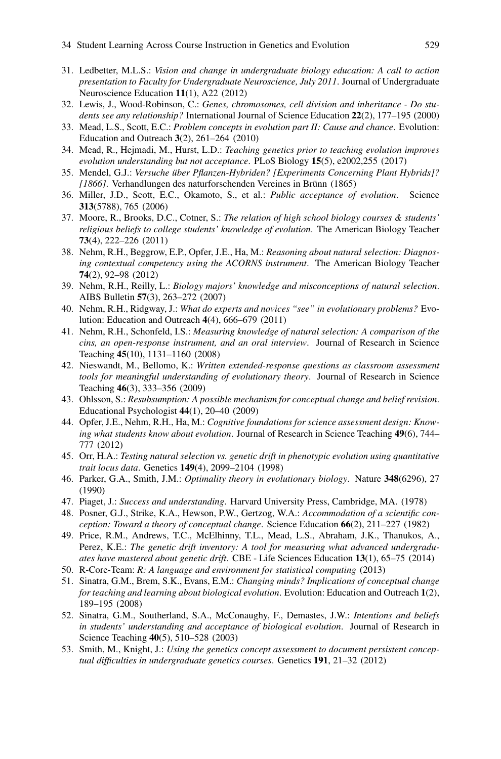31. Ledbetter, M.L.S.: *Vision and change in undergraduate biology education: A call to action presentation to Faculty for Undergraduate Neuroscience, July 2011*. Journal of Undergraduate Neuroscience Education **11**(1), A22 (2012)
32. Lewis, J., Wood-Robinson, C.: *Genes, chromosomes, cell division and inheritance - Do students see any relationship?* International Journal of Science Education **22**(2), 177–195 (2000)
33. Mead, L.S., Scott, E.C.: *Problem concepts in evolution part II: Cause and chance*. Evolution: Education and Outreach **3**(2), 261–264 (2010)
34. Mead, R., Hejmadi, M., Hurst, L.D.: *Teaching genetics prior to teaching evolution improves evolution understanding but not acceptance*. PLoS Biology **15**(5), e2002,255 (2017)
35. Mendel, G.J.: *Versuche über Pflanzen-Hybriden? [Experiments Concerning Plant Hybrids]? [1866]*. Verhandlungen des naturforschenden Vereines in Brünn (1865)
36. Miller, J.D., Scott, E.C., Okamoto, S., et al.: *Public acceptance of evolution*. Science **313**(5788), 765 (2006)
37. Moore, R., Brooks, D.C., Cotner, S.: *The relation of high school biology courses & students' religious beliefs to college students' knowledge of evolution*. The American Biology Teacher **73**(4), 222–226 (2011)
38. Nehm, R.H., Beggrow, E.P., Opfer, J.E., Ha, M.: *Reasoning about natural selection: Diagnosing contextual competency using the ACORNS instrument*. The American Biology Teacher **74**(2), 92–98 (2012)
39. Nehm, R.H., Reilly, L.: *Biology majors' knowledge and misconceptions of natural selection*. AIBS Bulletin **57**(3), 263–272 (2007)
40. Nehm, R.H., Ridgway, J.: *What do experts and novices "see" in evolutionary problems?* Evolution: Education and Outreach **4**(4), 666–679 (2011)
41. Nehm, R.H., Schonfeld, I.S.: *Measuring knowledge of natural selection: A comparison of the cins, an open-response instrument, and an oral interview*. Journal of Research in Science Teaching **45**(10), 1131–1160 (2008)
42. Nieswandt, M., Bellomo, K.: *Written extended-response questions as classroom assessment tools for meaningful understanding of evolutionary theory*. Journal of Research in Science Teaching **46**(3), 333–356 (2009)
43. Ohlsson, S.: *Resubsumption: A possible mechanism for conceptual change and belief revision*. Educational Psychologist **44**(1), 20–40 (2009)
44. Opfer, J.E., Nehm, R.H., Ha, M.: *Cognitive foundations for science assessment design: Knowing what students know about evolution*. Journal of Research in Science Teaching **49**(6), 744–777 (2012)
45. Orr, H.A.: *Testing natural selection vs. genetic drift in phenotypic evolution using quantitative trait locus data*. Genetics **149**(4), 2099–2104 (1998)
46. Parker, G.A., Smith, J.M.: *Optimality theory in evolutionary biology*. Nature **348**(6296), 27 (1990)
47. Piaget, J.: *Success and understanding*. Harvard University Press, Cambridge, MA. (1978)
48. Posner, G.J., Strike, K.A., Hewson, P.W., Gertzog, W.A.: *Accommodation of a scientific conception: Toward a theory of conceptual change*. Science Education **66**(2), 211–227 (1982)
49. Price, R.M., Andrews, T.C., McElhinny, T.L., Mead, L.S., Abraham, J.K., Thanukos, A., Perez, K.E.: *The genetic drift inventory: A tool for measuring what advanced undergraduates have mastered about genetic drift*. CBE - Life Sciences Education **13**(1), 65–75 (2014)
50. R-Core-Team: *R: A language and environment for statistical computing* (2013)
51. Sinatra, G.M., Brem, S.K., Evans, E.M.: *Changing minds? Implications of conceptual change for teaching and learning about biological evolution*. Evolution: Education and Outreach **1**(2), 189–195 (2008)
52. Sinatra, G.M., Southerland, S.A., McConaughy, F., Demastes, J.W.: *Intentions and beliefs in students' understanding and acceptance of biological evolution*. Journal of Research in Science Teaching **40**(5), 510–528 (2003)
53. Smith, M., Knight, J.: *Using the genetics concept assessment to document persistent conceptual difficulties in undergraduate genetics courses*. Genetics **191**, 21–32 (2012)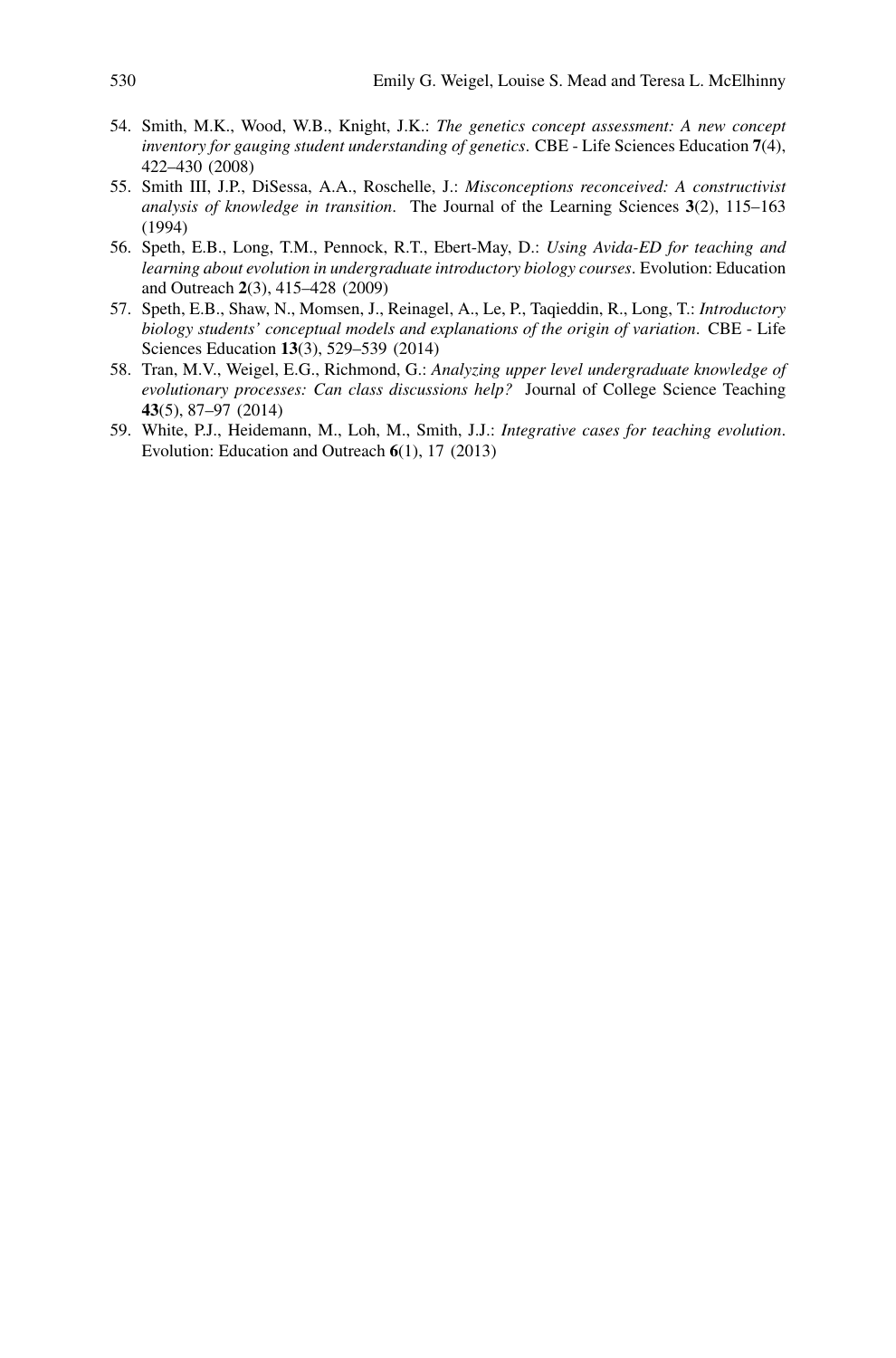54. Smith, M.K., Wood, W.B., Knight, J.K.: *The genetics concept assessment: A new concept inventory for gauging student understanding of genetics*. CBE - Life Sciences Education **7**(4), 422–430 (2008)
55. Smith III, J.P., DiSessa, A.A., Roschelle, J.: *Misconceptions reconceived: A constructivist analysis of knowledge in transition*. The Journal of the Learning Sciences **3**(2), 115–163 (1994)
56. Speth, E.B., Long, T.M., Pennock, R.T., Ebert-May, D.: *Using Avida-ED for teaching and learning about evolution in undergraduate introductory biology courses*. Evolution: Education and Outreach **2**(3), 415–428 (2009)
57. Speth, E.B., Shaw, N., Momsen, J., Reinagel, A., Le, P., Taqieddin, R., Long, T.: *Introductory biology students' conceptual models and explanations of the origin of variation*. CBE - Life Sciences Education **13**(3), 529–539 (2014)
58. Tran, M.V., Weigel, E.G., Richmond, G.: *Analyzing upper level undergraduate knowledge of evolutionary processes: Can class discussions help?* Journal of College Science Teaching **43**(5), 87–97 (2014)
59. White, P.J., Heidemann, M., Loh, M., Smith, J.J.: *Integrative cases for teaching evolution*. Evolution: Education and Outreach **6**(1), 17 (2013)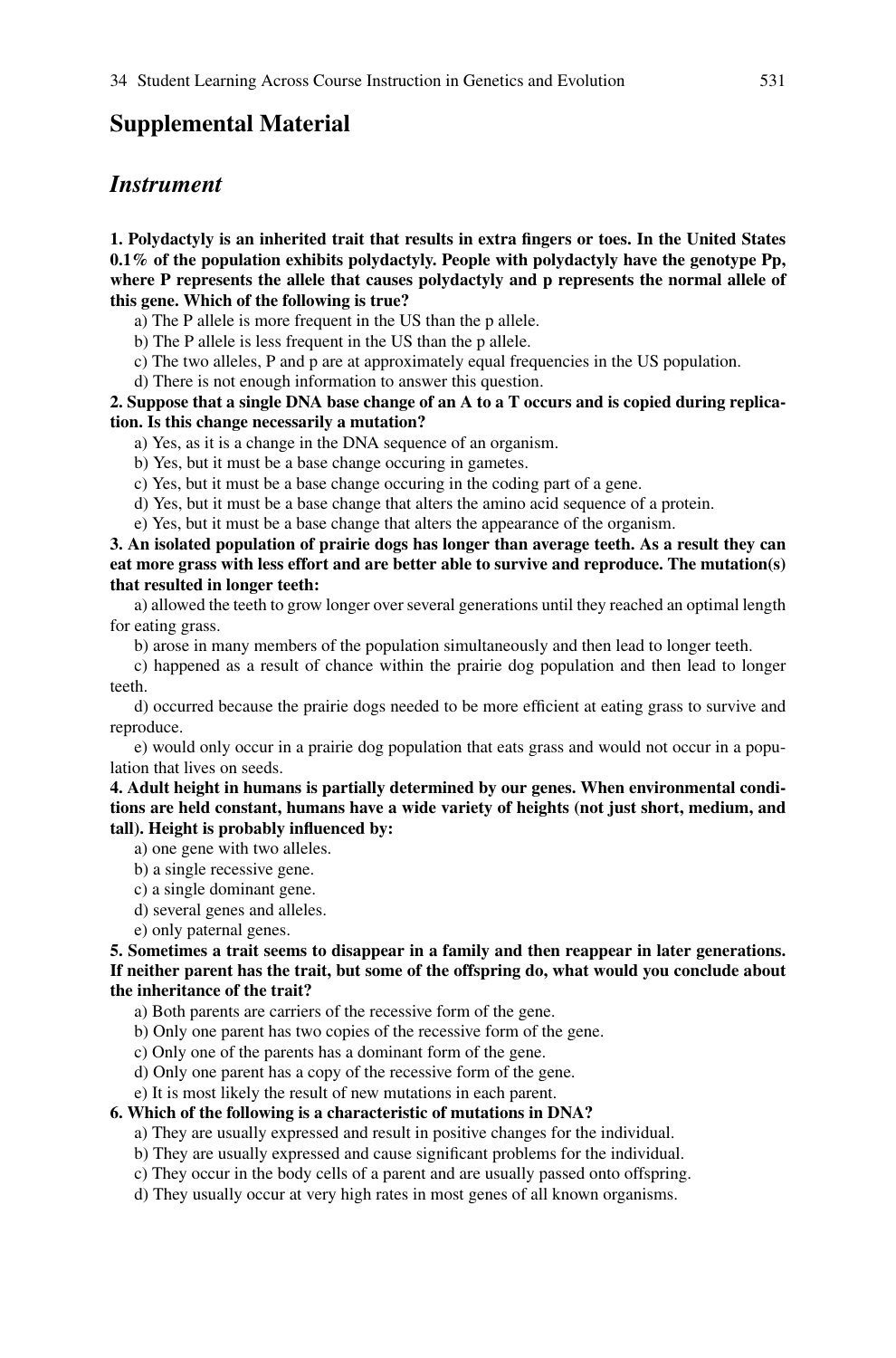## Supplemental Material

### *Instrument*

**1. Polydactyly is an inherited trait that results in extra fingers or toes. In the United States 0.1% of the population exhibits polydactyly. People with polydactyly have the genotype Pp, where P represents the allele that causes polydactyly and p represents the normal allele of this gene. Which of the following is true?**

a) The P allele is more frequent in the US than the p allele.
b) The P allele is less frequent in the US than the p allele.
c) The two alleles, P and p are at approximately equal frequencies in the US population.
d) There is not enough information to answer this question.

**2. Suppose that a single DNA base change of an A to a T occurs and is copied during replication. Is this change necessarily a mutation?**

a) Yes, as it is a change in the DNA sequence of an organism.
b) Yes, but it must be a base change occuring in gametes.
c) Yes, but it must be a base change occuring in the coding part of a gene.
d) Yes, but it must be a base change that alters the amino acid sequence of a protein.
e) Yes, but it must be a base change that alters the appearance of the organism.

**3. An isolated population of prairie dogs has longer than average teeth. As a result they can eat more grass with less effort and are better able to survive and reproduce. The mutation(s) that resulted in longer teeth:**

a) allowed the teeth to grow longer over several generations until they reached an optimal length for eating grass.
b) arose in many members of the population simultaneously and then lead to longer teeth.
c) happened as a result of chance within the prairie dog population and then lead to longer teeth.
d) occurred because the prairie dogs needed to be more efficient at eating grass to survive and reproduce.
e) would only occur in a prairie dog population that eats grass and would not occur in a population that lives on seeds.

**4. Adult height in humans is partially determined by our genes. When environmental conditions are held constant, humans have a wide variety of heights (not just short, medium, and tall). Height is probably influenced by:**

a) one gene with two alleles.
b) a single recessive gene.
c) a single dominant gene.
d) several genes and alleles.
e) only paternal genes.

**5. Sometimes a trait seems to disappear in a family and then reappear in later generations. If neither parent has the trait, but some of the offspring do, what would you conclude about the inheritance of the trait?**

a) Both parents are carriers of the recessive form of the gene.
b) Only one parent has two copies of the recessive form of the gene.
c) Only one of the parents has a dominant form of the gene.
d) Only one parent has a copy of the recessive form of the gene.
e) It is most likely the result of new mutations in each parent.

**6. Which of the following is a characteristic of mutations in DNA?**

a) They are usually expressed and result in positive changes for the individual.
b) They are usually expressed and cause significant problems for the individual.
c) They occur in the body cells of a parent and are usually passed onto offspring.
d) They usually occur at very high rates in most genes of all known organisms.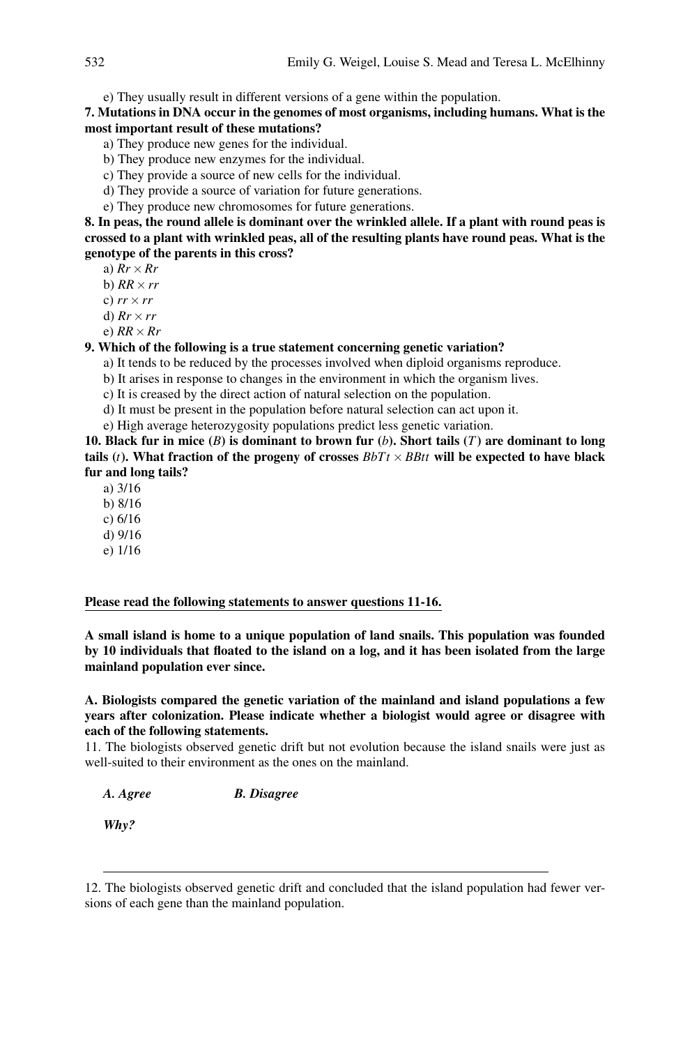e) They usually result in different versions of a gene within the population.

**7. Mutations in DNA occur in the genomes of most organisms, including humans. What is the most important result of these mutations?**

a) They produce new genes for the individual.
b) They produce new enzymes for the individual.
c) They provide a source of new cells for the individual.
d) They provide a source of variation for future generations.
e) They produce new chromosomes for future generations.

**8. In peas, the round allele is dominant over the wrinkled allele. If a plant with round peas is crossed to a plant with wrinkled peas, all of the resulting plants have round peas. What is the genotype of the parents in this cross?**

a) $Rr \times Rr$
b) $RR \times rr$
c) $rr \times rr$
d) $Rr \times rr$
e) $RR \times Rr$

**9. Which of the following is a true statement concerning genetic variation?**

a) It tends to be reduced by the processes involved when diploid organisms reproduce.
b) It arises in response to changes in the environment in which the organism lives.
c) It is creased by the direct action of natural selection on the population.
d) It must be present in the population before natural selection can act upon it.
e) High average heterozygosity populations predict less genetic variation.

**10. Black fur in mice ($B$) is dominant to brown fur ($b$). Short tails ($T$) are dominant to long tails ($t$). What fraction of the progeny of crosses $BbTt \times BBtt$ will be expected to have black fur and long tails?**

a) 3/16
b) 8/16
c) 6/16
d) 9/16
e) 1/16

**Please read the following statements to answer questions 11-16.**

**A small island is home to a unique population of land snails. This population was founded by 10 individuals that floated to the island on a log, and it has been isolated from the large mainland population ever since.**

**A. Biologists compared the genetic variation of the mainland and island populations a few years after colonization. Please indicate whether a biologist would agree or disagree with each of the following statements.**

11. The biologists observed genetic drift but not evolution because the island snails were just as well-suited to their environment as the ones on the mainland.

***A. Agree*** ***B. Disagree***

***Why?***

---

12. The biologists observed genetic drift and concluded that the island population had fewer versions of each gene than the mainland population.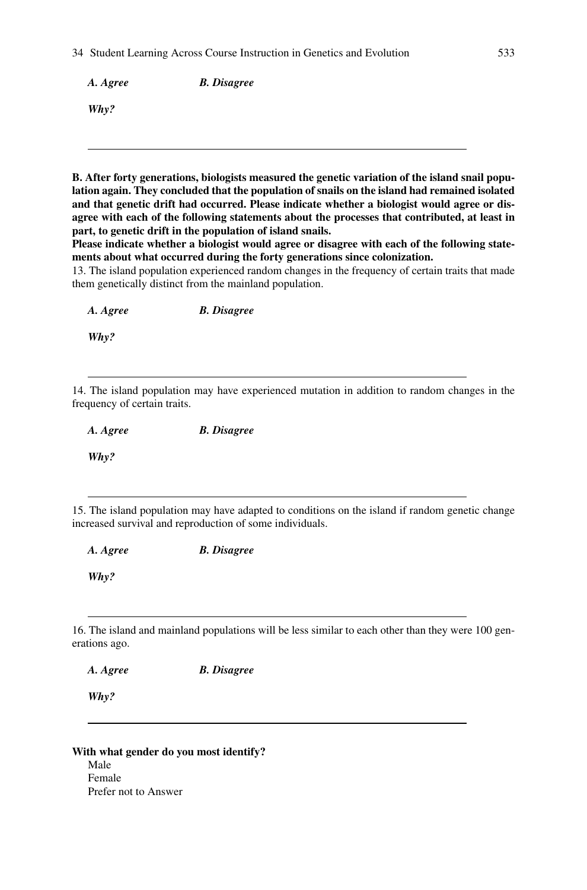*A. Agree* *B. Disagree*

*Why?*

---

**B. After forty generations, biologists measured the genetic variation of the island snail population again. They concluded that the population of snails on the island had remained isolated and that genetic drift had occurred. Please indicate whether a biologist would agree or disagree with each of the following statements about the processes that contributed, at least in part, to genetic drift in the population of island snails.**

**Please indicate whether a biologist would agree or disagree with each of the following statements about what occurred during the forty generations since colonization.**

13. The island population experienced random changes in the frequency of certain traits that made them genetically distinct from the mainland population.

*A. Agree* *B. Disagree*

*Why?*

---

14. The island population may have experienced mutation in addition to random changes in the frequency of certain traits.

*A. Agree* *B. Disagree*

*Why?*

---

15. The island population may have adapted to conditions on the island if random genetic change increased survival and reproduction of some individuals.

*A. Agree* *B. Disagree*

*Why?*

---

16. The island and mainland populations will be less similar to each other than they were 100 generations ago.

*A. Agree* *B. Disagree*

*Why?*

---

**With what gender do you most identify?**

Male
Female
Prefer not to Answer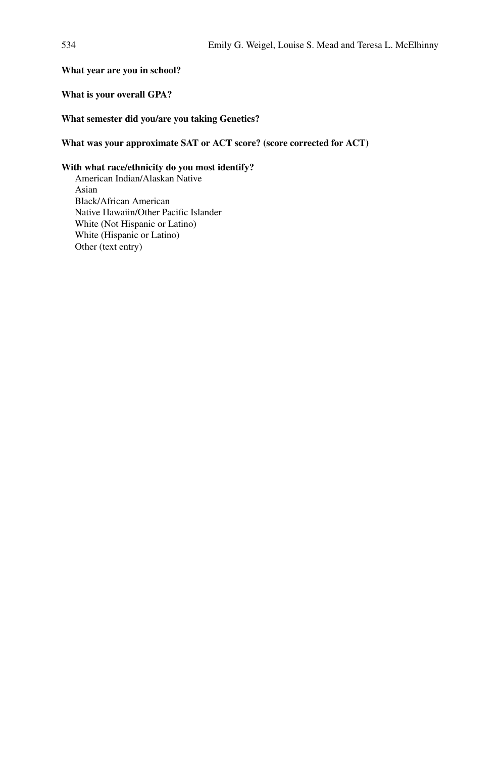**What year are you in school?**

**What is your overall GPA?**

**What semester did you/are you taking Genetics?**

**What was your approximate SAT or ACT score? (score corrected for ACT)**

**With what race/ethnicity do you most identify?**

American Indian/Alaskan Native
Asian
Black/African American
Native Hawaiin/Other Pacific Islander
White (Not Hispanic or Latino)
White (Hispanic or Latino)
Other (text entry)